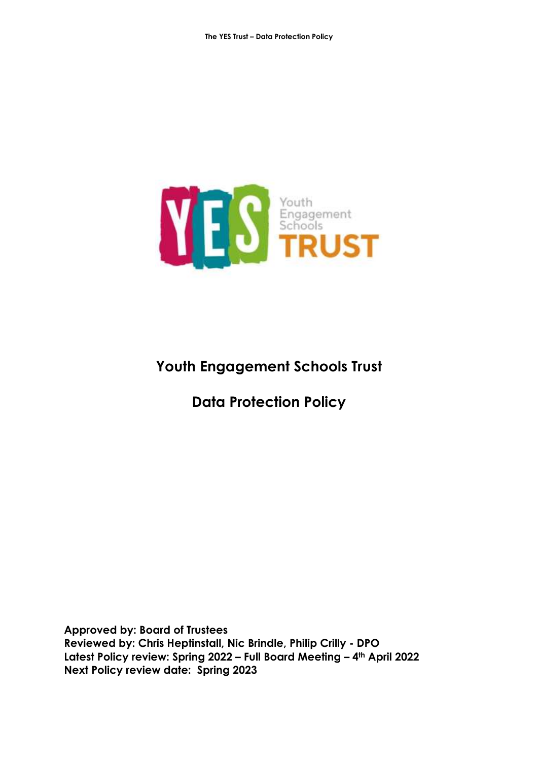# Youth Engagement Schools Trust

# Data Protection Policy

**Approved by: Board of Trustees**
**Reviewed by: Chris Heptinstall, Nic Brindle, Philip Crilly - DPO**
**Latest Policy review: Spring 2022 – Full Board Meeting – 4th April 2022**
**Next Policy review date: Spring 2023**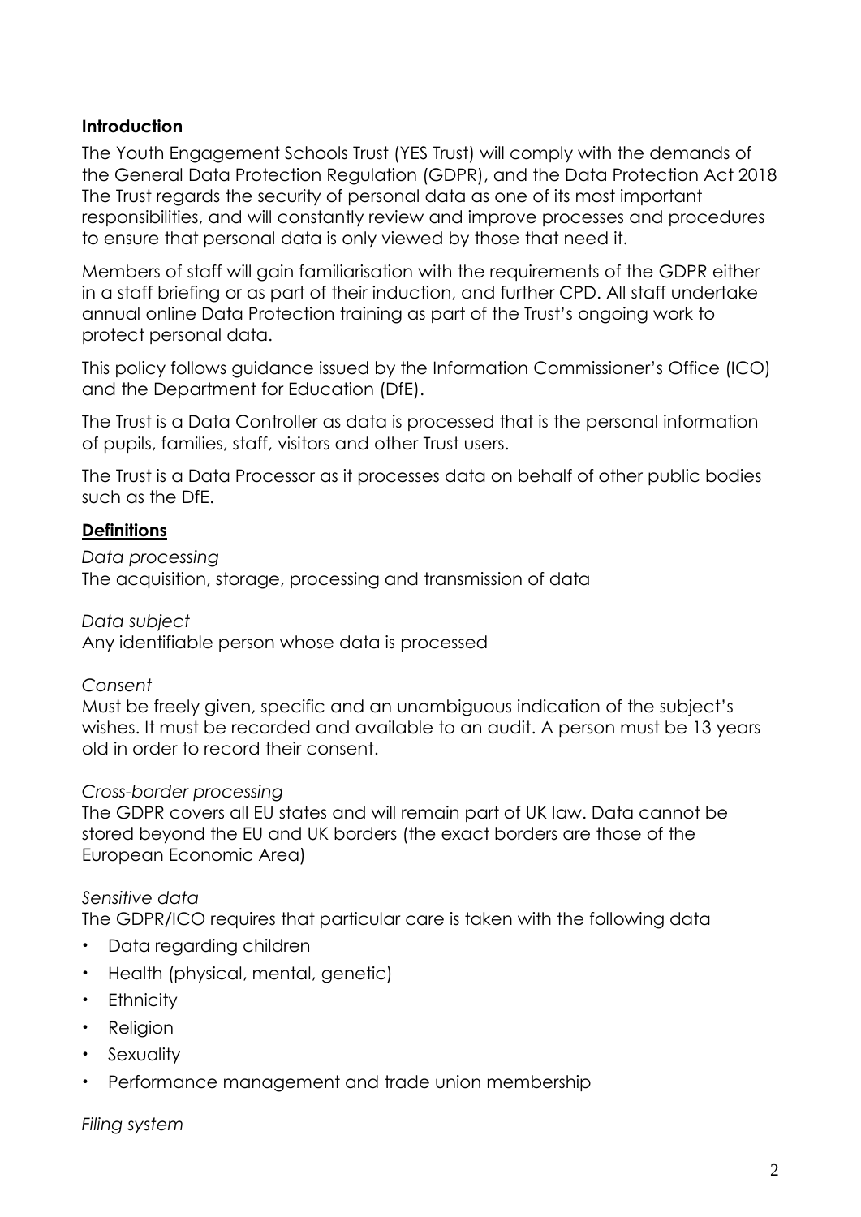**Introduction**

The Youth Engagement Schools Trust (YES Trust) will comply with the demands of the General Data Protection Regulation (GDPR), and the Data Protection Act 2018 The Trust regards the security of personal data as one of its most important responsibilities, and will constantly review and improve processes and procedures to ensure that personal data is only viewed by those that need it.

Members of staff will gain familiarisation with the requirements of the GDPR either in a staff briefing or as part of their induction, and further CPD. All staff undertake annual online Data Protection training as part of the Trust's ongoing work to protect personal data.

This policy follows guidance issued by the Information Commissioner's Office (ICO) and the Department for Education (DfE).

The Trust is a Data Controller as data is processed that is the personal information of pupils, families, staff, visitors and other Trust users.

The Trust is a Data Processor as it processes data on behalf of other public bodies such as the DfE.

**Definitions**

*Data processing*
The acquisition, storage, processing and transmission of data

*Data subject*
Any identifiable person whose data is processed

*Consent*
Must be freely given, specific and an unambiguous indication of the subject's wishes. It must be recorded and available to an audit. A person must be 13 years old in order to record their consent.

*Cross-border processing*
The GDPR covers all EU states and will remain part of UK law. Data cannot be stored beyond the EU and UK borders (the exact borders are those of the European Economic Area)

*Sensitive data*
The GDPR/ICO requires that particular care is taken with the following data

- Data regarding children
- Health (physical, mental, genetic)
- Ethnicity
- Religion
- Sexuality
- Performance management and trade union membership

*Filing system*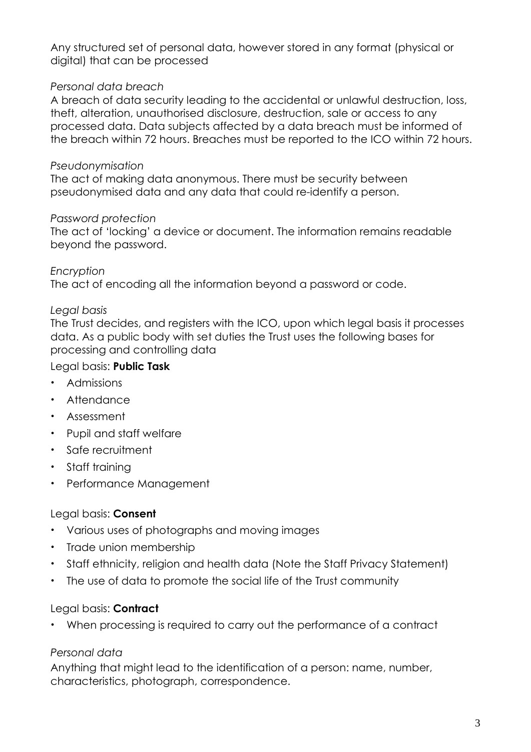Any structured set of personal data, however stored in any format (physical or digital) that can be processed

*Personal data breach*

A breach of data security leading to the accidental or unlawful destruction, loss, theft, alteration, unauthorised disclosure, destruction, sale or access to any processed data. Data subjects affected by a data breach must be informed of the breach within 72 hours. Breaches must be reported to the ICO within 72 hours.

*Pseudonymisation*

The act of making data anonymous. There must be security between pseudonymised data and any data that could re-identify a person.

*Password protection*

The act of 'locking' a device or document. The information remains readable beyond the password.

*Encryption*

The act of encoding all the information beyond a password or code.

*Legal basis*

The Trust decides, and registers with the ICO, upon which legal basis it processes data. As a public body with set duties the Trust uses the following bases for processing and controlling data

Legal basis: **Public Task**

- Admissions
- Attendance
- Assessment
- Pupil and staff welfare
- Safe recruitment
- Staff training
- Performance Management

Legal basis: **Consent**

- Various uses of photographs and moving images
- Trade union membership
- Staff ethnicity, religion and health data (Note the Staff Privacy Statement)
- The use of data to promote the social life of the Trust community

Legal basis: **Contract**

- When processing is required to carry out the performance of a contract

*Personal data*

Anything that might lead to the identification of a person: name, number, characteristics, photograph, correspondence.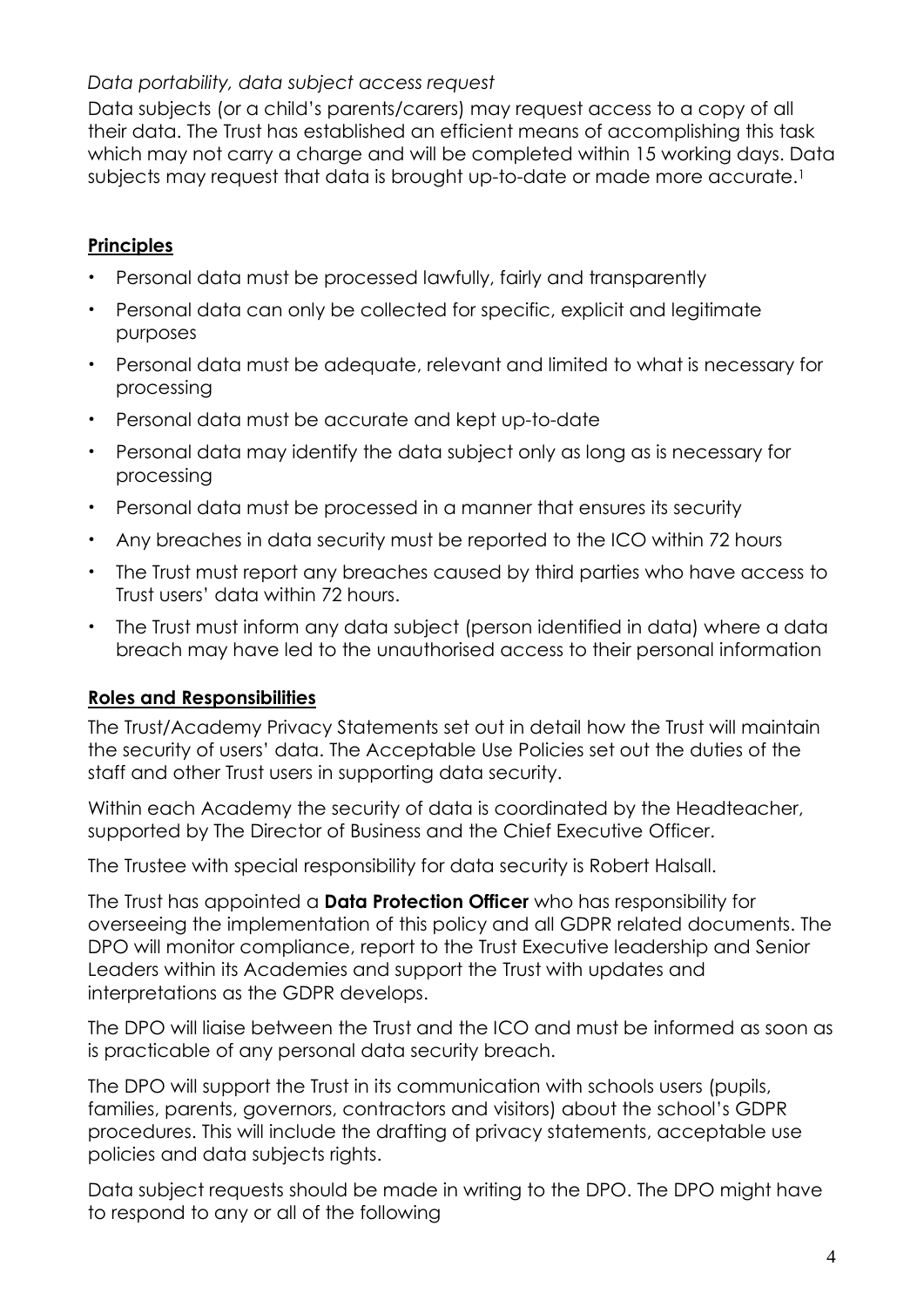*Data portability, data subject access request*

Data subjects (or a child's parents/carers) may request access to a copy of all their data. The Trust has established an efficient means of accomplishing this task which may not carry a charge and will be completed within 15 working days. Data subjects may request that data is brought up-to-date or made more accurate.[1]

## Principles

- Personal data must be processed lawfully, fairly and transparently
- Personal data can only be collected for specific, explicit and legitimate purposes
- Personal data must be adequate, relevant and limited to what is necessary for processing
- Personal data must be accurate and kept up-to-date
- Personal data may identify the data subject only as long as is necessary for processing
- Personal data must be processed in a manner that ensures its security
- Any breaches in data security must be reported to the ICO within 72 hours
- The Trust must report any breaches caused by third parties who have access to Trust users' data within 72 hours.
- The Trust must inform any data subject (person identified in data) where a data breach may have led to the unauthorised access to their personal information

## Roles and Responsibilities

The Trust/Academy Privacy Statements set out in detail how the Trust will maintain the security of users' data. The Acceptable Use Policies set out the duties of the staff and other Trust users in supporting data security.

Within each Academy the security of data is coordinated by the Headteacher, supported by The Director of Business and the Chief Executive Officer.

The Trustee with special responsibility for data security is Robert Halsall.

The Trust has appointed a **Data Protection Officer** who has responsibility for overseeing the implementation of this policy and all GDPR related documents. The DPO will monitor compliance, report to the Trust Executive leadership and Senior Leaders within its Academies and support the Trust with updates and interpretations as the GDPR develops.

The DPO will liaise between the Trust and the ICO and must be informed as soon as is practicable of any personal data security breach.

The DPO will support the Trust in its communication with schools users (pupils, families, parents, governors, contractors and visitors) about the school's GDPR procedures. This will include the drafting of privacy statements, acceptable use policies and data subjects rights.

Data subject requests should be made in writing to the DPO. The DPO might have to respond to any or all of the following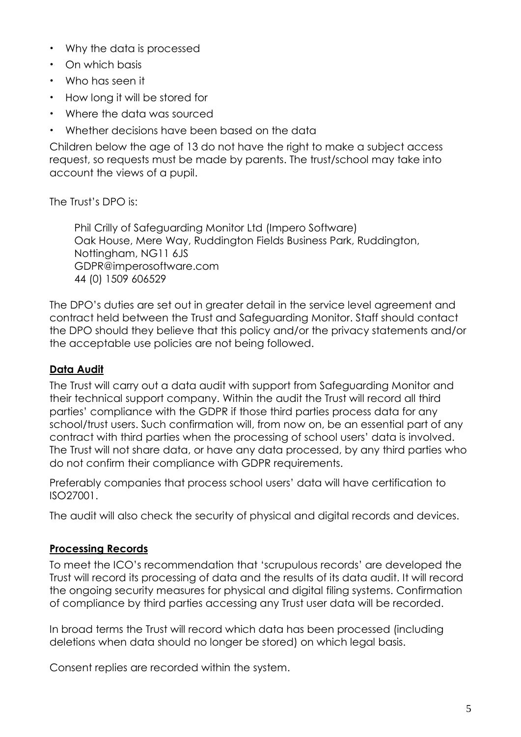- Why the data is processed
- On which basis
- Who has seen it
- How long it will be stored for
- Where the data was sourced
- Whether decisions have been based on the data

Children below the age of 13 do not have the right to make a subject access request, so requests must be made by parents. The trust/school may take into account the views of a pupil.

The Trust's DPO is:

> Phil Crilly of Safeguarding Monitor Ltd (Impero Software)
> Oak House, Mere Way, Ruddington Fields Business Park, Ruddington, Nottingham, NG11 6JS
> GDPR@imperosoftware.com
> 44 (0) 1509 606529

The DPO's duties are set out in greater detail in the service level agreement and contract held between the Trust and Safeguarding Monitor. Staff should contact the DPO should they believe that this policy and/or the privacy statements and/or the acceptable use policies are not being followed.

**Data Audit**

The Trust will carry out a data audit with support from Safeguarding Monitor and their technical support company. Within the audit the Trust will record all third parties' compliance with the GDPR if those third parties process data for any school/trust users. Such confirmation will, from now on, be an essential part of any contract with third parties when the processing of school users' data is involved. The Trust will not share data, or have any data processed, by any third parties who do not confirm their compliance with GDPR requirements.

Preferably companies that process school users' data will have certification to ISO27001.

The audit will also check the security of physical and digital records and devices.

**Processing Records**

To meet the ICO's recommendation that 'scrupulous records' are developed the Trust will record its processing of data and the results of its data audit. It will record the ongoing security measures for physical and digital filing systems. Confirmation of compliance by third parties accessing any Trust user data will be recorded.

In broad terms the Trust will record which data has been processed (including deletions when data should no longer be stored) on which legal basis.

Consent replies are recorded within the system.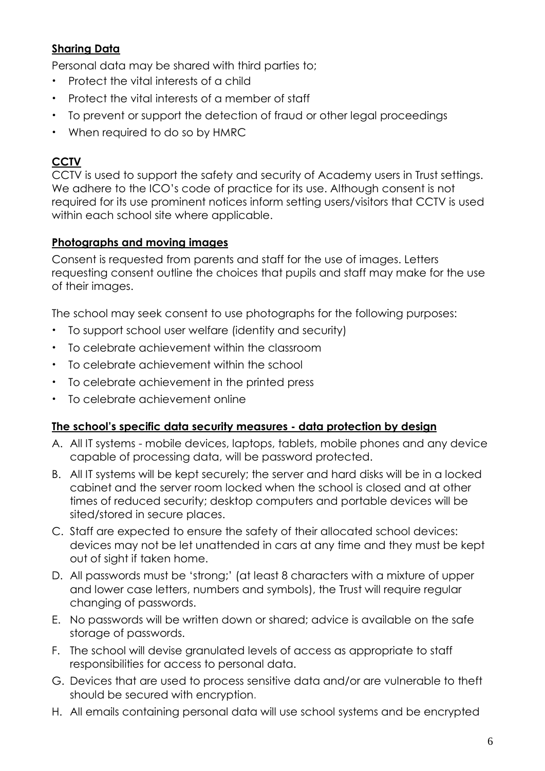**<u>Sharing Data</u>**

Personal data may be shared with third parties to;

- Protect the vital interests of a child
- Protect the vital interests of a member of staff
- To prevent or support the detection of fraud or other legal proceedings
- When required to do so by HMRC

**<u>CCTV</u>**

CCTV is used to support the safety and security of Academy users in Trust settings. We adhere to the ICO's code of practice for its use. Although consent is not required for its use prominent notices inform setting users/visitors that CCTV is used within each school site where applicable.

**<u>Photographs and moving images</u>**

Consent is requested from parents and staff for the use of images. Letters requesting consent outline the choices that pupils and staff may make for the use of their images.

The school may seek consent to use photographs for the following purposes:

- To support school user welfare (identity and security)
- To celebrate achievement within the classroom
- To celebrate achievement within the school
- To celebrate achievement in the printed press
- To celebrate achievement online

**<u>The school's specific data security measures - data protection by design</u>**

A. All IT systems - mobile devices, laptops, tablets, mobile phones and any device capable of processing data, will be password protected.

B. All IT systems will be kept securely; the server and hard disks will be in a locked cabinet and the server room locked when the school is closed and at other times of reduced security; desktop computers and portable devices will be sited/stored in secure places.

C. Staff are expected to ensure the safety of their allocated school devices: devices may not be let unattended in cars at any time and they must be kept out of sight if taken home.

D. All passwords must be 'strong;' (at least 8 characters with a mixture of upper and lower case letters, numbers and symbols), the Trust will require regular changing of passwords.

E. No passwords will be written down or shared; advice is available on the safe storage of passwords.

F. The school will devise granulated levels of access as appropriate to staff responsibilities for access to personal data.

G. Devices that are used to process sensitive data and/or are vulnerable to theft should be secured with encryption.

H. All emails containing personal data will use school systems and be encrypted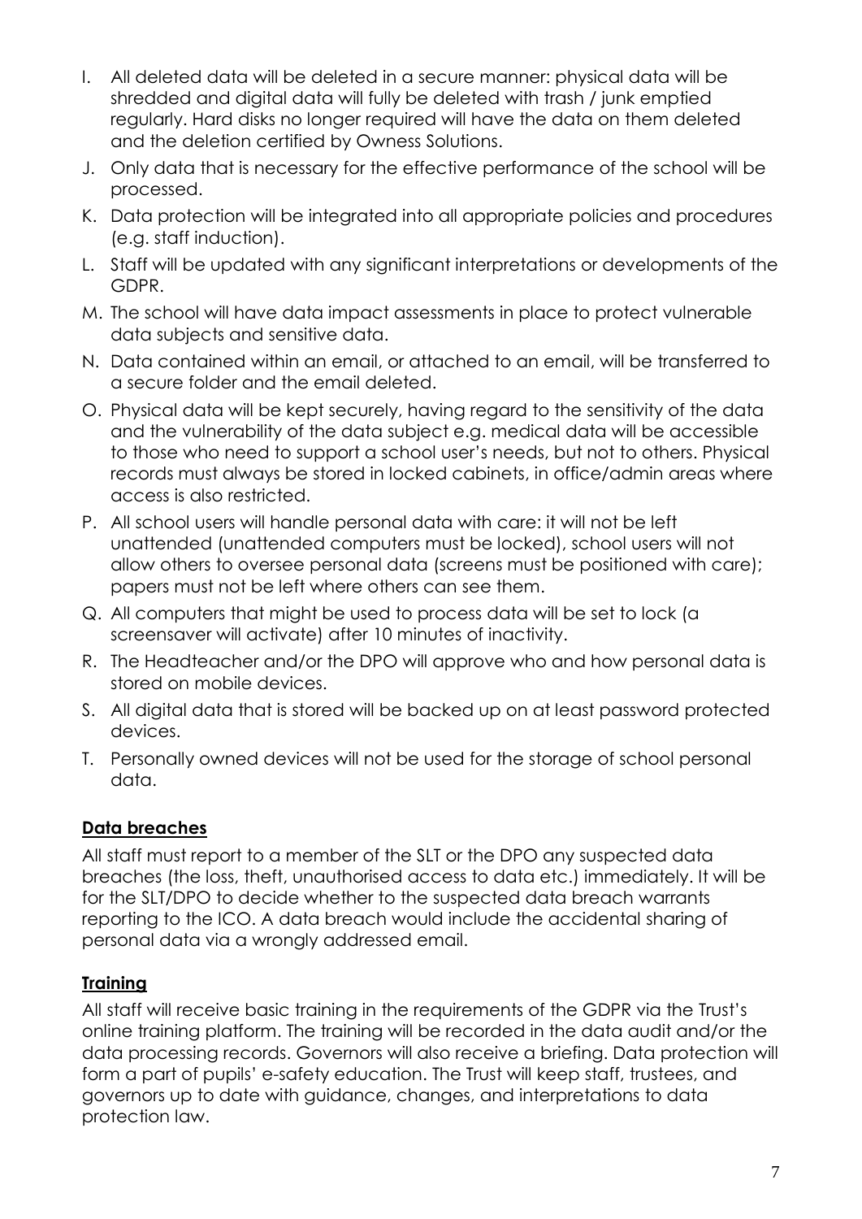I. All deleted data will be deleted in a secure manner: physical data will be shredded and digital data will fully be deleted with trash / junk emptied regularly. Hard disks no longer required will have the data on them deleted and the deletion certified by Owness Solutions.
J. Only data that is necessary for the effective performance of the school will be processed.
K. Data protection will be integrated into all appropriate policies and procedures (e.g. staff induction).
L. Staff will be updated with any significant interpretations or developments of the GDPR.
M. The school will have data impact assessments in place to protect vulnerable data subjects and sensitive data.
N. Data contained within an email, or attached to an email, will be transferred to a secure folder and the email deleted.
O. Physical data will be kept securely, having regard to the sensitivity of the data and the vulnerability of the data subject e.g. medical data will be accessible to those who need to support a school user's needs, but not to others. Physical records must always be stored in locked cabinets, in office/admin areas where access is also restricted.
P. All school users will handle personal data with care: it will not be left unattended (unattended computers must be locked), school users will not allow others to oversee personal data (screens must be positioned with care); papers must not be left where others can see them.
Q. All computers that might be used to process data will be set to lock (a screensaver will activate) after 10 minutes of inactivity.
R. The Headteacher and/or the DPO will approve who and how personal data is stored on mobile devices.
S. All digital data that is stored will be backed up on at least password protected devices.
T. Personally owned devices will not be used for the storage of school personal data.

## **Data breaches**

All staff must report to a member of the SLT or the DPO any suspected data breaches (the loss, theft, unauthorised access to data etc.) immediately. It will be for the SLT/DPO to decide whether to the suspected data breach warrants reporting to the ICO. A data breach would include the accidental sharing of personal data via a wrongly addressed email.

## **Training**

All staff will receive basic training in the requirements of the GDPR via the Trust's online training platform. The training will be recorded in the data audit and/or the data processing records. Governors will also receive a briefing. Data protection will form a part of pupils' e-safety education. The Trust will keep staff, trustees, and governors up to date with guidance, changes, and interpretations to data protection law.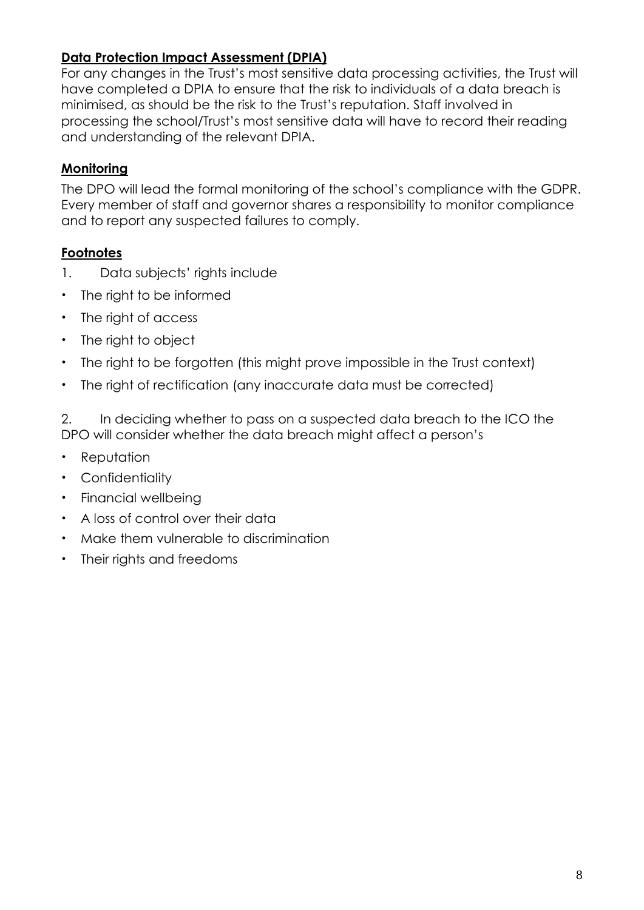**Data Protection Impact Assessment (DPIA)**

For any changes in the Trust's most sensitive data processing activities, the Trust will have completed a DPIA to ensure that the risk to individuals of a data breach is minimised, as should be the risk to the Trust's reputation. Staff involved in processing the school/Trust's most sensitive data will have to record their reading and understanding of the relevant DPIA.

**Monitoring**

The DPO will lead the formal monitoring of the school's compliance with the GDPR. Every member of staff and governor shares a responsibility to monitor compliance and to report any suspected failures to comply.

**Footnotes**

1. Data subjects' rights include

- The right to be informed
- The right of access
- The right to object
- The right to be forgotten (this might prove impossible in the Trust context)
- The right of rectification (any inaccurate data must be corrected)

2. In deciding whether to pass on a suspected data breach to the ICO the DPO will consider whether the data breach might affect a person's

- Reputation
- Confidentiality
- Financial wellbeing
- A loss of control over their data
- Make them vulnerable to discrimination
- Their rights and freedoms